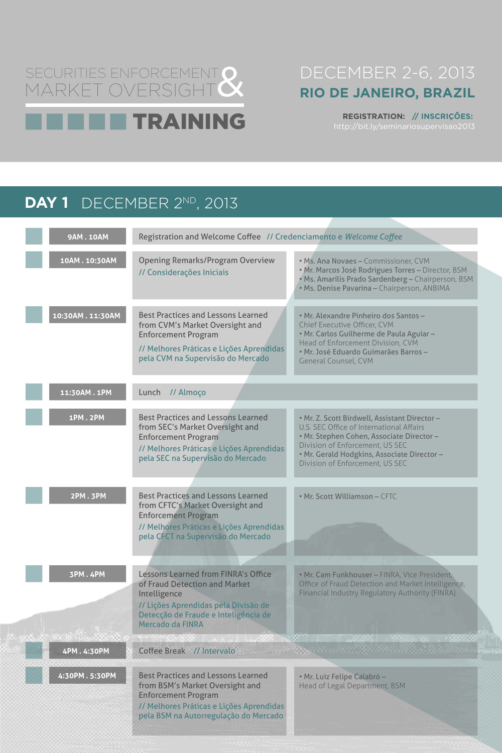# SECURITIES ENFORCEMENT & MARKET OVERSIGHT TRAINING

## DECEMBER 2-6, 2013
## RIO DE JANEIRO, BRAZIL

**REGISTRATION:** // **INSCRIÇÕES:**
http://bit.ly/seminariosupervisao2013

## DAY 1 DECEMBER 2ND, 2013

| Time | Session | Speakers |
|---|---|---|
| 9AM . 10AM | Registration and Welcome Coffee // Credenciamento e *Welcome Coffee* | |
| 10AM . 10:30AM | Opening Remarks/Program Overview // Considerações Iniciais | • Ms. Ana Novaes – Commissioner, CVM<br>• Mr. Marcos José Rodrigues Torres – Director, BSM<br>• Ms. Amarílis Prado Sardenberg – Chairperson, BSM<br>• Ms. Denise Pavarina – Chairperson, ANBIMA |
| 10:30AM . 11:30AM | Best Practices and Lessons Learned from CVM's Market Oversight and Enforcement Program // Melhores Práticas e Lições Aprendidas pela CVM na Supervisão do Mercado | • Mr. Alexandre Pinheiro dos Santos – Chief Executive Officer, CVM<br>• Mr. Carlos Guilherme de Paula Aguiar – Head of Enforcement Division, CVM<br>• Mr. José Eduardo Guimarães Barros – General Counsel, CVM |
| 11:30AM . 1PM | Lunch // Almoço | |
| 1PM . 2PM | Best Practices and Lessons Learned from SEC's Market Oversight and Enforcement Program // Melhores Práticas e Lições Aprendidas pela SEC na Supervisão do Mercado | • Mr. Z. Scott Birdwell, Assistant Director – U.S. SEC Office of International Affairs<br>• Mr. Stephen Cohen, Associate Director – Division of Enforcement, US SEC<br>• Mr. Gerald Hodgkins, Associate Director – Division of Enforcement, US SEC |
| 2PM . 3PM | Best Practices and Lessons Learned from CFTC's Market Oversight and Enforcement Program // Melhores Práticas e Lições Aprendidas pela CFCT na Supervisão do Mercado | • Mr. Scott Williamson – CFTC |
| 3PM . 4PM | Lessons Learned from FINRA's Office of Fraud Detection and Market Intelligence // Lições Aprendidas pela Divisão de Detecção de Fraude e Inteligência de Mercado da FINRA | • Mr. Cam Funkhouser – FINRA, Vice President, Office of Fraud Detection and Market Intelligence, Financial Industry Regulatory Authority (FINRA) |
| 4PM . 4:30PM | Coffee Break // Intervalo | |
| 4:30PM . 5:30PM | Best Practices and Lessons Learned from BSM's Market Oversight and Enforcement Program // Melhores Práticas e Lições Aprendidas pela BSM na Autorregulação do Mercado | • Mr. Luiz Felipe Calabró – Head of Legal Department, BSM |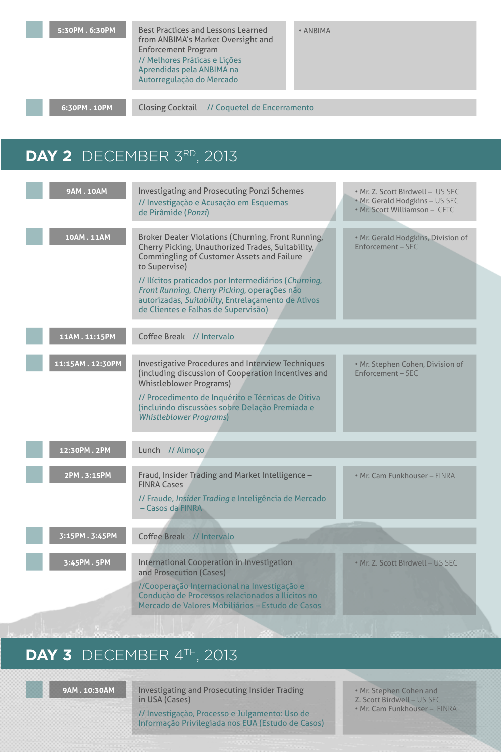| | | |
|---|---|---|
| 5:30PM . 6:30PM | Best Practices and Lessons Learned from ANBIMA's Market Oversight and Enforcement Program // Melhores Práticas e Lições Aprendidas pela ANBIMA na Autorregulação do Mercado | • ANBIMA |
| 6:30PM . 10PM | Closing Cocktail // Coquetel de Encerramento | |

## DAY 2 DECEMBER 3RD, 2013

| | | |
|---|---|---|
| 9AM . 10AM | Investigating and Prosecuting Ponzi Schemes // Investigação e Acusação em Esquemas de Pirâmide (*Ponzi*) | • Mr. Z. Scott Birdwell – US SEC • Mr. Gerald Hodgkins – US SEC • Mr. Scott Williamson – CFTC |
| 10AM . 11AM | Broker Dealer Violations (Churning, Front Running, Cherry Picking, Unauthorized Trades, Suitability, Commingling of Customer Assets and Failure to Supervise) // Ilícitos praticados por Intermediários (*Churning, Front Running, Cherry Picking*, operações não autorizadas, *Suitability*, Entrelaçamento de Ativos de Clientes e Falhas de Supervisão) | • Mr. Gerald Hodgkins, Division of Enforcement – SEC |
| 11AM . 11:15PM | Coffee Break // Intervalo | |
| 11:15AM . 12:30PM | Investigative Procedures and Interview Techniques (including discussion of Cooperation Incentives and Whistleblower Programs) // Procedimento de Inquérito e Técnicas de Oitiva (incluindo discussões sobre Delação Premiada e *Whistleblower Programs*) | • Mr. Stephen Cohen, Division of Enforcement – SEC |
| 12:30PM . 2PM | Lunch // Almoço | |
| 2PM . 3:15PM | Fraud, Insider Trading and Market Intelligence – FINRA Cases // Fraude, *Insider Trading* e Inteligência de Mercado – Casos da FINRA | • Mr. Cam Funkhouser – FINRA |
| 3:15PM . 3:45PM | Coffee Break // Intervalo | |
| 3:45PM . 5PM | International Cooperation in Investigation and Prosecution (Cases) //Cooperação Internacional na Investigação e Condução de Processos relacionados a Ilícitos no Mercado de Valores Mobiliários – Estudo de Casos | • Mr. Z. Scott Birdwell – US SEC |

## DAY 3 DECEMBER 4TH, 2013

| | | |
|---|---|---|
| 9AM . 10:30AM | Investigating and Prosecuting Insider Trading in USA (Cases) // Investigação, Processo e Julgamento: Uso de Informação Privilegiada nos EUA (Estudo de Casos) | • Mr. Stephen Cohen and Z. Scott Birdwell – US SEC • Mr. Cam Funkhouser – FINRA |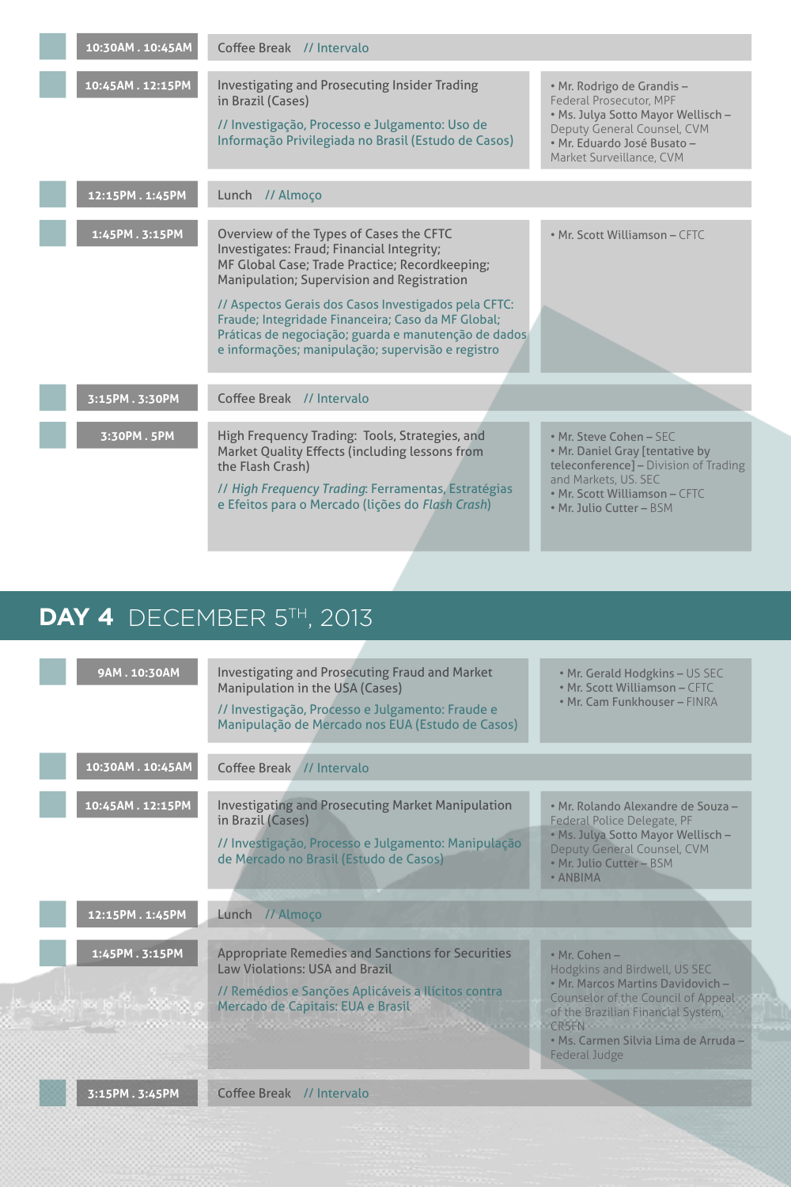| | | |
|---|---|---|
| 10:30AM . 10:45AM | Coffee Break // Intervalo | |
| 10:45AM . 12:15PM | Investigating and Prosecuting Insider Trading in Brazil (Cases)<br>// Investigação, Processo e Julgamento: Uso de Informação Privilegiada no Brasil (Estudo de Casos) | • Mr. Rodrigo de Grandis – Federal Prosecutor, MPF<br>• Ms. Julya Sotto Mayor Wellisch – Deputy General Counsel, CVM<br>• Mr. Eduardo José Busato – Market Surveillance, CVM |
| 12:15PM . 1:45PM | Lunch // Almoço | |
| 1:45PM . 3:15PM | Overview of the Types of Cases the CFTC Investigates: Fraud; Financial Integrity; MF Global Case; Trade Practice; Recordkeeping; Manipulation; Supervision and Registration<br>// Aspectos Gerais dos Casos Investigados pela CFTC: Fraude; Integridade Financeira; Caso da MF Global; Práticas de negociação; guarda e manutenção de dados e informações; manipulação; supervisão e registro | • Mr. Scott Williamson – CFTC |
| 3:15PM . 3:30PM | Coffee Break // Intervalo | |
| 3:30PM . 5PM | High Frequency Trading: Tools, Strategies, and Market Quality Effects (including lessons from the Flash Crash)<br>// *High Frequency Trading*: Ferramentas, Estratégias e Efeitos para o Mercado (lições do *Flash Crash*) | • Mr. Steve Cohen – SEC<br>• Mr. Daniel Gray [tentative by teleconference] – Division of Trading and Markets, US. SEC<br>• Mr. Scott Williamson – CFTC<br>• Mr. Julio Cutter – BSM |

# DAY 4 DECEMBER 5TH, 2013

| | | |
|---|---|---|
| 9AM . 10:30AM | Investigating and Prosecuting Fraud and Market Manipulation in the USA (Cases)<br>// Investigação, Processo e Julgamento: Fraude e Manipulação de Mercado nos EUA (Estudo de Casos) | • Mr. Gerald Hodgkins – US SEC<br>• Mr. Scott Williamson – CFTC<br>• Mr. Cam Funkhouser – FINRA |
| 10:30AM . 10:45AM | Coffee Break // Intervalo | |
| 10:45AM . 12:15PM | Investigating and Prosecuting Market Manipulation in Brazil (Cases)<br>// Investigação, Processo e Julgamento: Manipulação de Mercado no Brasil (Estudo de Casos) | • Mr. Rolando Alexandre de Souza – Federal Police Delegate, PF<br>• Ms. Julya Sotto Mayor Wellisch – Deputy General Counsel, CVM<br>• Mr. Julio Cutter – BSM<br>• ANBIMA |
| 12:15PM . 1:45PM | Lunch // Almoço | |
| 1:45PM . 3:15PM | Appropriate Remedies and Sanctions for Securities Law Violations: USA and Brazil<br>// Remédios e Sanções Aplicáveis a Ilícitos contra Mercado de Capitais: EUA e Brasil | • Mr. Cohen – Hodgkins and Birdwell, US SEC<br>• Mr. Marcos Martins Davidovich – Counselor of the Council of Appeal of the Brazilian Financial System, CRSFN<br>• Ms. Carmen Silvia Lima de Arruda – Federal Judge |
| 3:15PM . 3:45PM | Coffee Break // Intervalo | |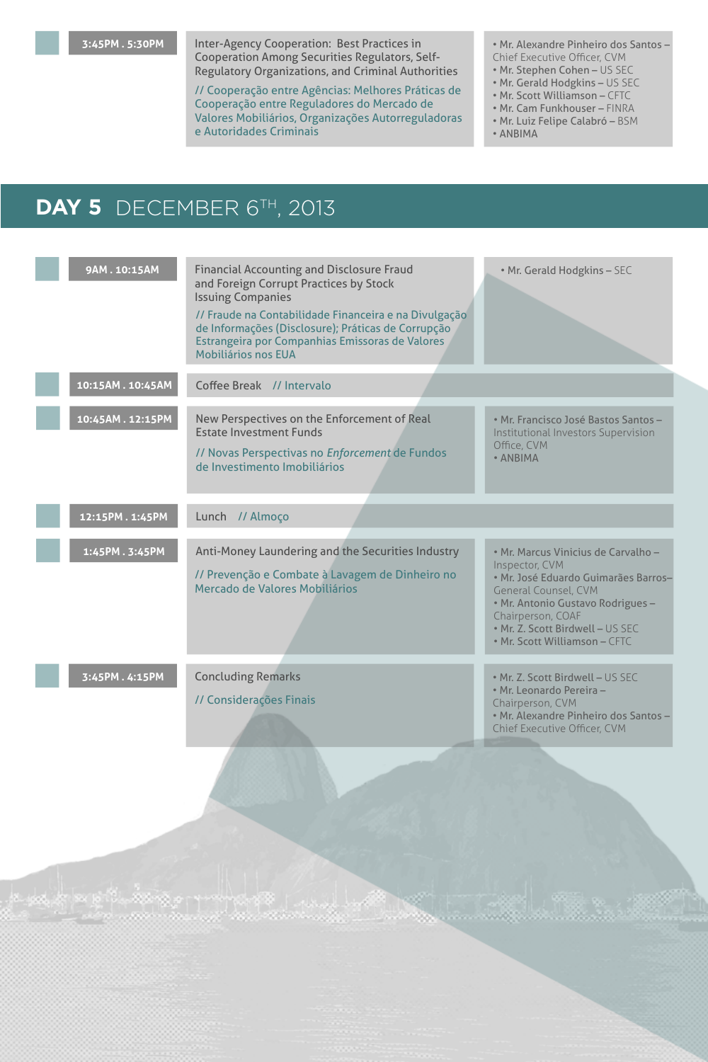| | | |
|---|---|---|
| 3:45PM . 5:30PM | Inter-Agency Cooperation: Best Practices in Cooperation Among Securities Regulators, Self-Regulatory Organizations, and Criminal Authorities<br>// Cooperação entre Agências: Melhores Práticas de Cooperação entre Reguladores do Mercado de Valores Mobiliários, Organizações Autorreguladoras e Autoridades Criminais | • Mr. Alexandre Pinheiro dos Santos – Chief Executive Officer, CVM<br>• Mr. Stephen Cohen – US SEC<br>• Mr. Gerald Hodgkins – US SEC<br>• Mr. Scott Williamson – CFTC<br>• Mr. Cam Funkhouser – FINRA<br>• Mr. Luiz Felipe Calabró – BSM<br>• ANBIMA |

## DAY 5 DECEMBER 6TH, 2013

| | | |
|---|---|---|
| 9AM . 10:15AM | Financial Accounting and Disclosure Fraud and Foreign Corrupt Practices by Stock Issuing Companies<br>// Fraude na Contabilidade Financeira e na Divulgação de Informações (Disclosure); Práticas de Corrupção Estrangeira por Companhias Emissoras de Valores Mobiliários nos EUA | • Mr. Gerald Hodgkins – SEC |
| 10:15AM . 10:45AM | Coffee Break // Intervalo | |
| 10:45AM . 12:15PM | New Perspectives on the Enforcement of Real Estate Investment Funds<br>// Novas Perspectivas no *Enforcement* de Fundos de Investimento Imobiliários | • Mr. Francisco José Bastos Santos – Institutional Investors Supervision Office, CVM<br>• ANBIMA |
| 12:15PM . 1:45PM | Lunch // Almoço | |
| 1:45PM . 3:45PM | Anti-Money Laundering and the Securities Industry<br>// Prevenção e Combate à Lavagem de Dinheiro no Mercado de Valores Mobiliários | • Mr. Marcus Vinicius de Carvalho – Inspector, CVM<br>• Mr. José Eduardo Guimarães Barros– General Counsel, CVM<br>• Mr. Antonio Gustavo Rodrigues – Chairperson, COAF<br>• Mr. Z. Scott Birdwell – US SEC<br>• Mr. Scott Williamson – CFTC |
| 3:45PM . 4:15PM | Concluding Remarks<br>// Considerações Finais | • Mr. Z. Scott Birdwell – US SEC<br>• Mr. Leonardo Pereira – Chairperson, CVM<br>• Mr. Alexandre Pinheiro dos Santos – Chief Executive Officer, CVM |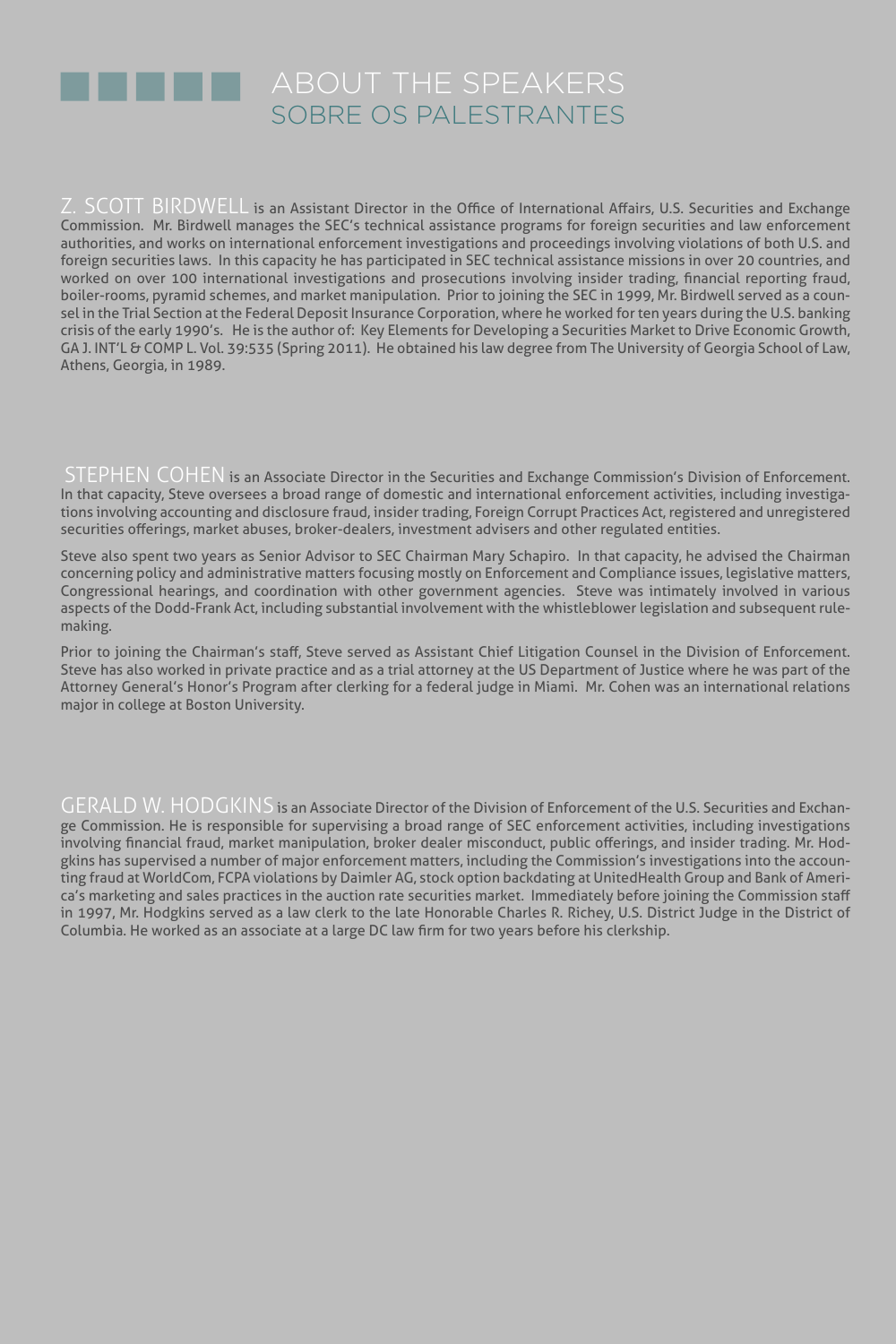# ABOUT THE SPEAKERS
## SOBRE OS PALESTRANTES

**Z. SCOTT BIRDWELL** is an Assistant Director in the Office of International Affairs, U.S. Securities and Exchange Commission. Mr. Birdwell manages the SEC's technical assistance programs for foreign securities and law enforcement authorities, and works on international enforcement investigations and proceedings involving violations of both U.S. and foreign securities laws. In this capacity he has participated in SEC technical assistance missions in over 20 countries, and worked on over 100 international investigations and prosecutions involving insider trading, financial reporting fraud, boiler-rooms, pyramid schemes, and market manipulation. Prior to joining the SEC in 1999, Mr. Birdwell served as a counsel in the Trial Section at the Federal Deposit Insurance Corporation, where he worked for ten years during the U.S. banking crisis of the early 1990's. He is the author of: Key Elements for Developing a Securities Market to Drive Economic Growth, GA J. INT'L & COMP L. Vol. 39:535 (Spring 2011). He obtained his law degree from The University of Georgia School of Law, Athens, Georgia, in 1989.

**STEPHEN COHEN** is an Associate Director in the Securities and Exchange Commission's Division of Enforcement. In that capacity, Steve oversees a broad range of domestic and international enforcement activities, including investigations involving accounting and disclosure fraud, insider trading, Foreign Corrupt Practices Act, registered and unregistered securities offerings, market abuses, broker-dealers, investment advisers and other regulated entities.

Steve also spent two years as Senior Advisor to SEC Chairman Mary Schapiro. In that capacity, he advised the Chairman concerning policy and administrative matters focusing mostly on Enforcement and Compliance issues, legislative matters, Congressional hearings, and coordination with other government agencies. Steve was intimately involved in various aspects of the Dodd-Frank Act, including substantial involvement with the whistleblower legislation and subsequent rule-making.

Prior to joining the Chairman's staff, Steve served as Assistant Chief Litigation Counsel in the Division of Enforcement. Steve has also worked in private practice and as a trial attorney at the US Department of Justice where he was part of the Attorney General's Honor's Program after clerking for a federal judge in Miami. Mr. Cohen was an international relations major in college at Boston University.

**GERALD W. HODGKINS** is an Associate Director of the Division of Enforcement of the U.S. Securities and Exchange Commission. He is responsible for supervising a broad range of SEC enforcement activities, including investigations involving financial fraud, market manipulation, broker dealer misconduct, public offerings, and insider trading. Mr. Hodgkins has supervised a number of major enforcement matters, including the Commission's investigations into the accounting fraud at WorldCom, FCPA violations by Daimler AG, stock option backdating at UnitedHealth Group and Bank of America's marketing and sales practices in the auction rate securities market. Immediately before joining the Commission staff in 1997, Mr. Hodgkins served as a law clerk to the late Honorable Charles R. Richey, U.S. District Judge in the District of Columbia. He worked as an associate at a large DC law firm for two years before his clerkship.